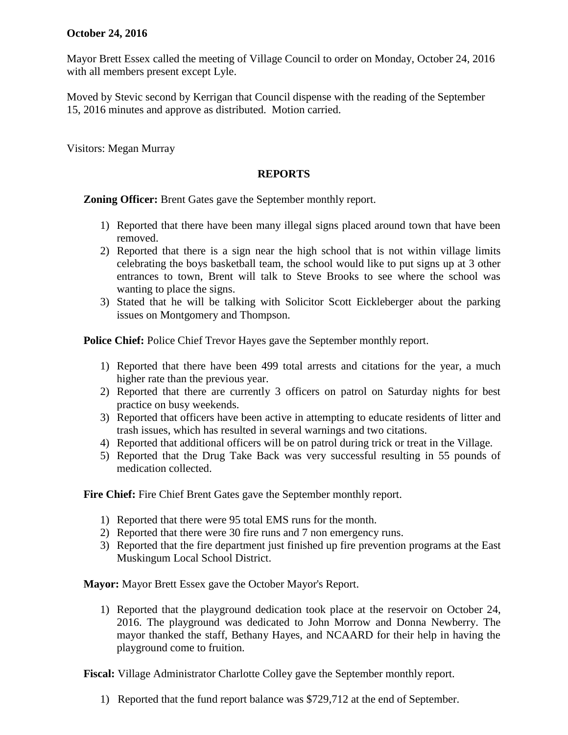**October 24, 2016**

Mayor Brett Essex called the meeting of Village Council to order on Monday, October 24, 2016 with all members present except Lyle.

Moved by Stevic second by Kerrigan that Council dispense with the reading of the September 15, 2016 minutes and approve as distributed. Motion carried.

Visitors: Megan Murray

## REPORTS

**Zoning Officer:** Brent Gates gave the September monthly report.

1) Reported that there have been many illegal signs placed around town that have been removed.
2) Reported that there is a sign near the high school that is not within village limits celebrating the boys basketball team, the school would like to put signs up at 3 other entrances to town, Brent will talk to Steve Brooks to see where the school was wanting to place the signs.
3) Stated that he will be talking with Solicitor Scott Eickleberger about the parking issues on Montgomery and Thompson.

**Police Chief:** Police Chief Trevor Hayes gave the September monthly report.

1) Reported that there have been 499 total arrests and citations for the year, a much higher rate than the previous year.
2) Reported that there are currently 3 officers on patrol on Saturday nights for best practice on busy weekends.
3) Reported that officers have been active in attempting to educate residents of litter and trash issues, which has resulted in several warnings and two citations.
4) Reported that additional officers will be on patrol during trick or treat in the Village.
5) Reported that the Drug Take Back was very successful resulting in 55 pounds of medication collected.

**Fire Chief:** Fire Chief Brent Gates gave the September monthly report.

1) Reported that there were 95 total EMS runs for the month.
2) Reported that there were 30 fire runs and 7 non emergency runs.
3) Reported that the fire department just finished up fire prevention programs at the East Muskingum Local School District.

**Mayor:** Mayor Brett Essex gave the October Mayor's Report.

1) Reported that the playground dedication took place at the reservoir on October 24, 2016. The playground was dedicated to John Morrow and Donna Newberry. The mayor thanked the staff, Bethany Hayes, and NCAARD for their help in having the playground come to fruition.

**Fiscal:** Village Administrator Charlotte Colley gave the September monthly report.

1) Reported that the fund report balance was $729,712 at the end of September.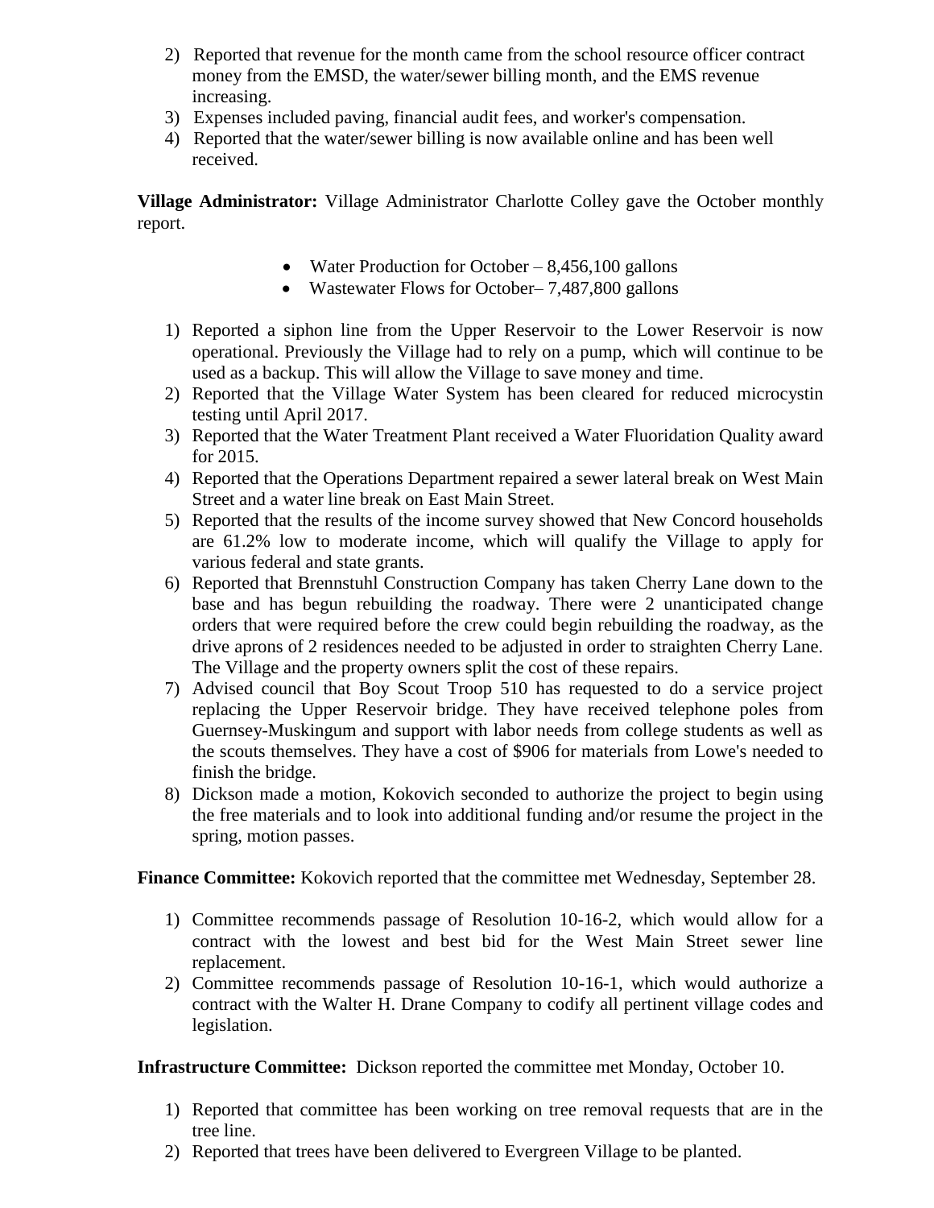2) Reported that revenue for the month came from the school resource officer contract money from the EMSD, the water/sewer billing month, and the EMS revenue increasing.
3) Expenses included paving, financial audit fees, and worker's compensation.
4) Reported that the water/sewer billing is now available online and has been well received.

**Village Administrator:** Village Administrator Charlotte Colley gave the October monthly report.

- Water Production for October – 8,456,100 gallons
- Wastewater Flows for October– 7,487,800 gallons

1) Reported a siphon line from the Upper Reservoir to the Lower Reservoir is now operational. Previously the Village had to rely on a pump, which will continue to be used as a backup. This will allow the Village to save money and time.
2) Reported that the Village Water System has been cleared for reduced microcystin testing until April 2017.
3) Reported that the Water Treatment Plant received a Water Fluoridation Quality award for 2015.
4) Reported that the Operations Department repaired a sewer lateral break on West Main Street and a water line break on East Main Street.
5) Reported that the results of the income survey showed that New Concord households are 61.2% low to moderate income, which will qualify the Village to apply for various federal and state grants.
6) Reported that Brennstuhl Construction Company has taken Cherry Lane down to the base and has begun rebuilding the roadway. There were 2 unanticipated change orders that were required before the crew could begin rebuilding the roadway, as the drive aprons of 2 residences needed to be adjusted in order to straighten Cherry Lane. The Village and the property owners split the cost of these repairs.
7) Advised council that Boy Scout Troop 510 has requested to do a service project replacing the Upper Reservoir bridge. They have received telephone poles from Guernsey-Muskingum and support with labor needs from college students as well as the scouts themselves. They have a cost of $906 for materials from Lowe's needed to finish the bridge.
8) Dickson made a motion, Kokovich seconded to authorize the project to begin using the free materials and to look into additional funding and/or resume the project in the spring, motion passes.

**Finance Committee:** Kokovich reported that the committee met Wednesday, September 28.

1) Committee recommends passage of Resolution 10-16-2, which would allow for a contract with the lowest and best bid for the West Main Street sewer line replacement.
2) Committee recommends passage of Resolution 10-16-1, which would authorize a contract with the Walter H. Drane Company to codify all pertinent village codes and legislation.

**Infrastructure Committee:** Dickson reported the committee met Monday, October 10.

1) Reported that committee has been working on tree removal requests that are in the tree line.
2) Reported that trees have been delivered to Evergreen Village to be planted.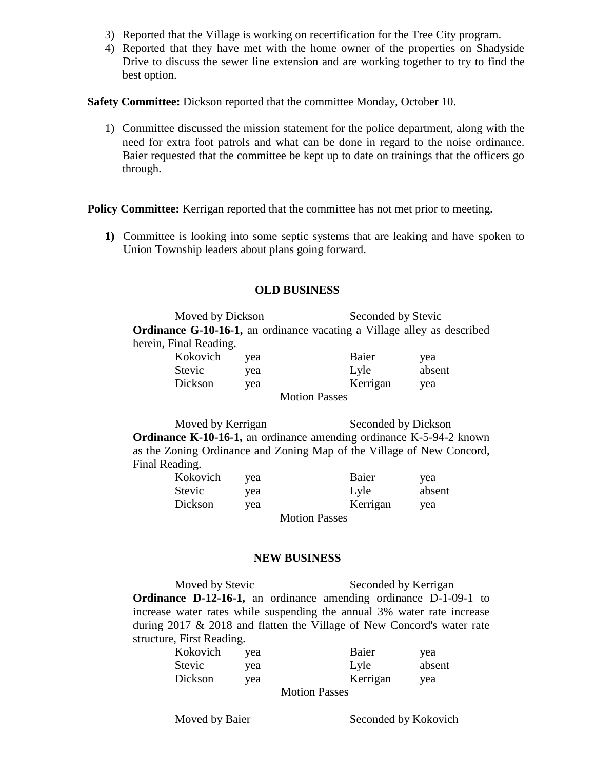3) Reported that the Village is working on recertification for the Tree City program.
4) Reported that they have met with the home owner of the properties on Shadyside Drive to discuss the sewer line extension and are working together to try to find the best option.

**Safety Committee:** Dickson reported that the committee Monday, October 10.

1) Committee discussed the mission statement for the police department, along with the need for extra foot patrols and what can be done in regard to the noise ordinance. Baier requested that the committee be kept up to date on trainings that the officers go through.

**Policy Committee:** Kerrigan reported that the committee has not met prior to meeting.

**1)** Committee is looking into some septic systems that are leaking and have spoken to Union Township leaders about plans going forward.

## OLD BUSINESS

Moved by Dickson Seconded by Stevic

**Ordinance G-10-16-1,** an ordinance vacating a Village alley as described herein, Final Reading.

| | | | |
|---|---|---|---|
| Kokovich | yea | Baier | yea |
| Stevic | yea | Lyle | absent |
| Dickson | yea | Kerrigan | yea |

Motion Passes

Moved by Kerrigan Seconded by Dickson

**Ordinance K-10-16-1,** an ordinance amending ordinance K-5-94-2 known as the Zoning Ordinance and Zoning Map of the Village of New Concord, Final Reading.

| | | | |
|---|---|---|---|
| Kokovich | yea | Baier | yea |
| Stevic | yea | Lyle | absent |
| Dickson | yea | Kerrigan | yea |

Motion Passes

## NEW BUSINESS

Moved by Stevic Seconded by Kerrigan

**Ordinance D-12-16-1,** an ordinance amending ordinance D-1-09-1 to increase water rates while suspending the annual 3% water rate increase during 2017 & 2018 and flatten the Village of New Concord's water rate structure, First Reading.

| | | | |
|---|---|---|---|
| Kokovich | yea | Baier | yea |
| Stevic | yea | Lyle | absent |
| Dickson | yea | Kerrigan | yea |

Motion Passes

Moved by Baier Seconded by Kokovich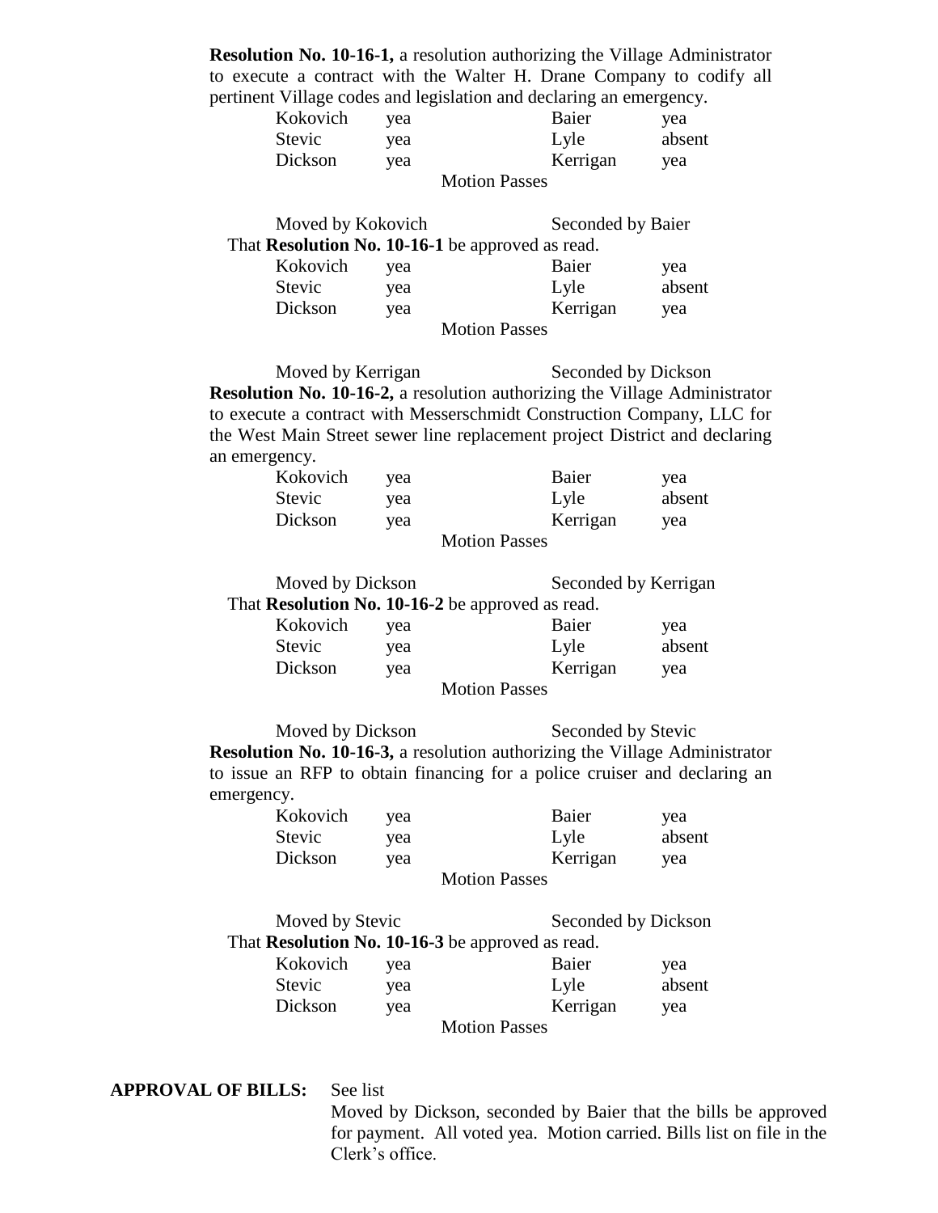**Resolution No. 10-16-1,** a resolution authorizing the Village Administrator to execute a contract with the Walter H. Drane Company to codify all pertinent Village codes and legislation and declaring an emergency.

| | | | |
|---|---|---|---|
| Kokovich | yea | Baier | yea |
| Stevic | yea | Lyle | absent |
| Dickson | yea | Kerrigan | yea |

Motion Passes

Moved by Kokovich Seconded by Baier

That **Resolution No. 10-16-1** be approved as read.

| | | | |
|---|---|---|---|
| Kokovich | yea | Baier | yea |
| Stevic | yea | Lyle | absent |
| Dickson | yea | Kerrigan | yea |

Motion Passes

Moved by Kerrigan Seconded by Dickson

**Resolution No. 10-16-2,** a resolution authorizing the Village Administrator to execute a contract with Messerschmidt Construction Company, LLC for the West Main Street sewer line replacement project District and declaring an emergency.

| | | | |
|---|---|---|---|
| Kokovich | yea | Baier | yea |
| Stevic | yea | Lyle | absent |
| Dickson | yea | Kerrigan | yea |

Motion Passes

Moved by Dickson Seconded by Kerrigan

That **Resolution No. 10-16-2** be approved as read.

| | | | |
|---|---|---|---|
| Kokovich | yea | Baier | yea |
| Stevic | yea | Lyle | absent |
| Dickson | yea | Kerrigan | yea |

Motion Passes

Moved by Dickson Seconded by Stevic

**Resolution No. 10-16-3,** a resolution authorizing the Village Administrator to issue an RFP to obtain financing for a police cruiser and declaring an emergency.

| | | | |
|---|---|---|---|
| Kokovich | yea | Baier | yea |
| Stevic | yea | Lyle | absent |
| Dickson | yea | Kerrigan | yea |

Motion Passes

Moved by Stevic Seconded by Dickson

That **Resolution No. 10-16-3** be approved as read.

| | | | |
|---|---|---|---|
| Kokovich | yea | Baier | yea |
| Stevic | yea | Lyle | absent |
| Dickson | yea | Kerrigan | yea |

Motion Passes

**APPROVAL OF BILLS:** See list

Moved by Dickson, seconded by Baier that the bills be approved for payment. All voted yea. Motion carried. Bills list on file in the Clerk's office.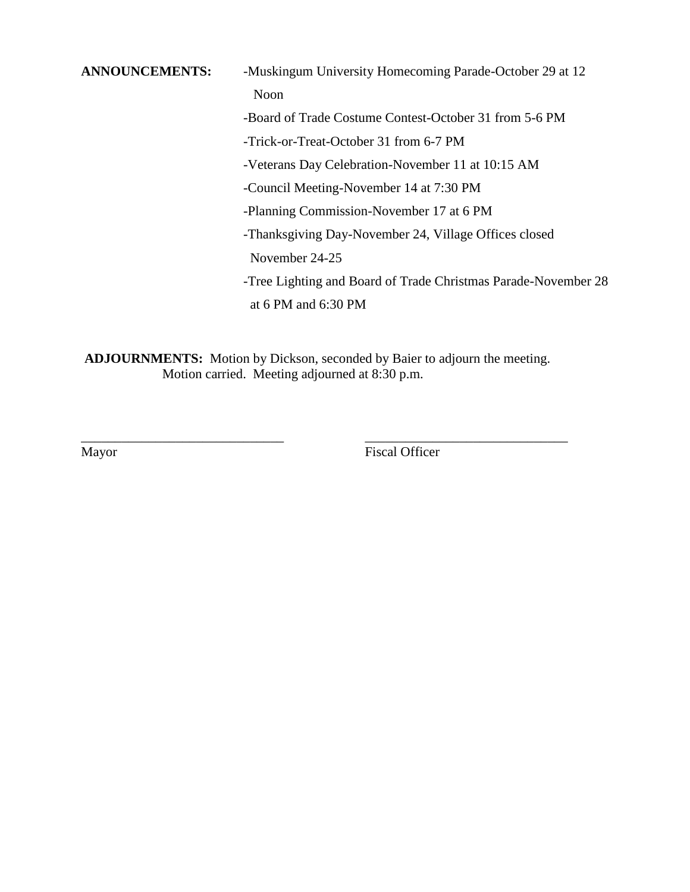**ANNOUNCEMENTS:**

- Muskingum University Homecoming Parade-October 29 at 12 Noon
- Board of Trade Costume Contest-October 31 from 5-6 PM
- Trick-or-Treat-October 31 from 6-7 PM
- Veterans Day Celebration-November 11 at 10:15 AM
- Council Meeting-November 14 at 7:30 PM
- Planning Commission-November 17 at 6 PM
- Thanksgiving Day-November 24, Village Offices closed November 24-25
- Tree Lighting and Board of Trade Christmas Parade-November 28 at 6 PM and 6:30 PM

**ADJOURNMENTS:** Motion by Dickson, seconded by Baier to adjourn the meeting. Motion carried. Meeting adjourned at 8:30 p.m.

______________________________ Mayor

______________________________ Fiscal Officer